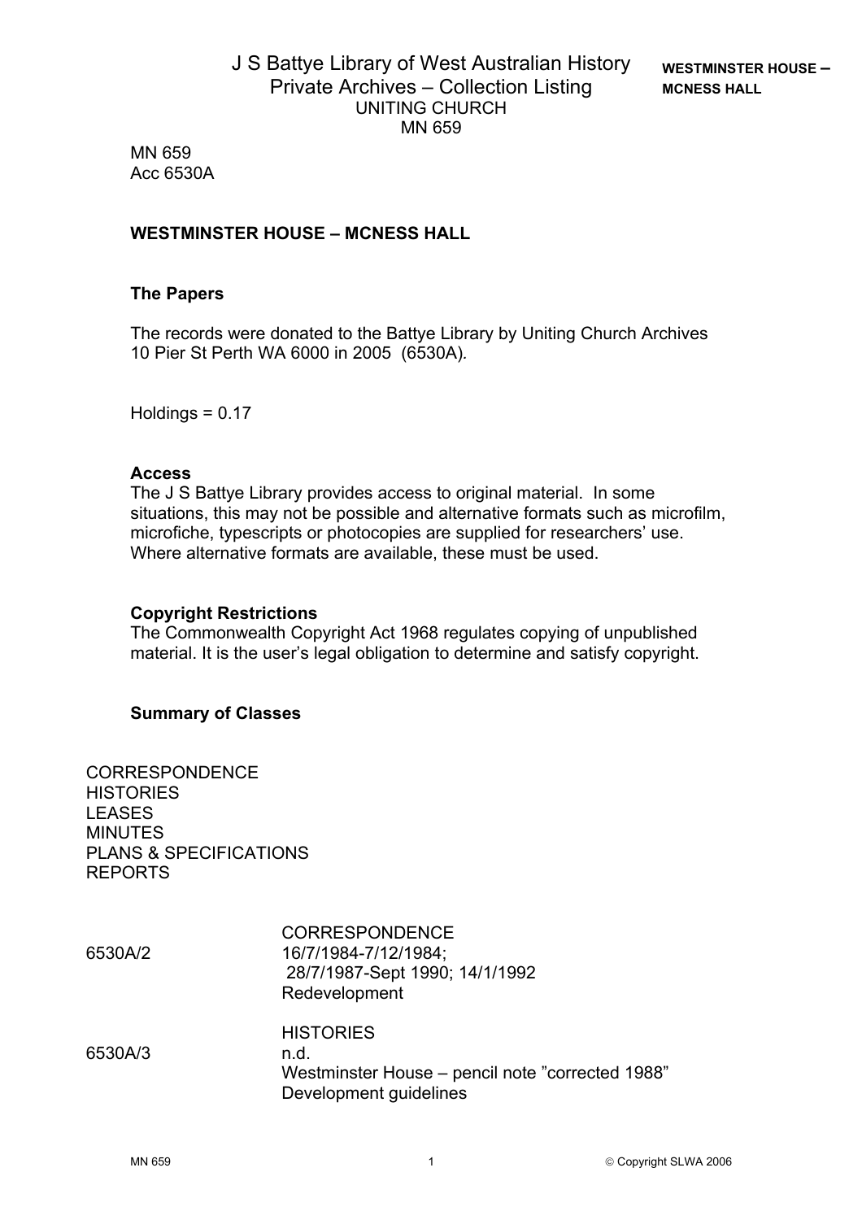# J S Battye Library of West Australian History
## Private Archives – Collection Listing
UNITING CHURCH
MN 659

MN 659
Acc 6530A

## WESTMINSTER HOUSE – MCNESS HALL

### The Papers

The records were donated to the Battye Library by Uniting Church Archives 10 Pier St Perth WA 6000 in 2005 (6530A).

Holdings = 0.17

### Access

The J S Battye Library provides access to original material. In some situations, this may not be possible and alternative formats such as microfilm, microfiche, typescripts or photocopies are supplied for researchers' use. Where alternative formats are available, these must be used.

### Copyright Restrictions

The Commonwealth Copyright Act 1968 regulates copying of unpublished material. It is the user's legal obligation to determine and satisfy copyright.

### Summary of Classes

CORRESPONDENCE
HISTORIES
LEASES
MINUTES
PLANS & SPECIFICATIONS
REPORTS

| | |
|---|---|
| | CORRESPONDENCE |
| 6530A/2 | 16/7/1984-7/12/1984;<br>28/7/1987-Sept 1990; 14/1/1992<br>Redevelopment |
| | HISTORIES |
| 6530A/3 | n.d.<br>Westminster House – pencil note "corrected 1988"<br>Development guidelines |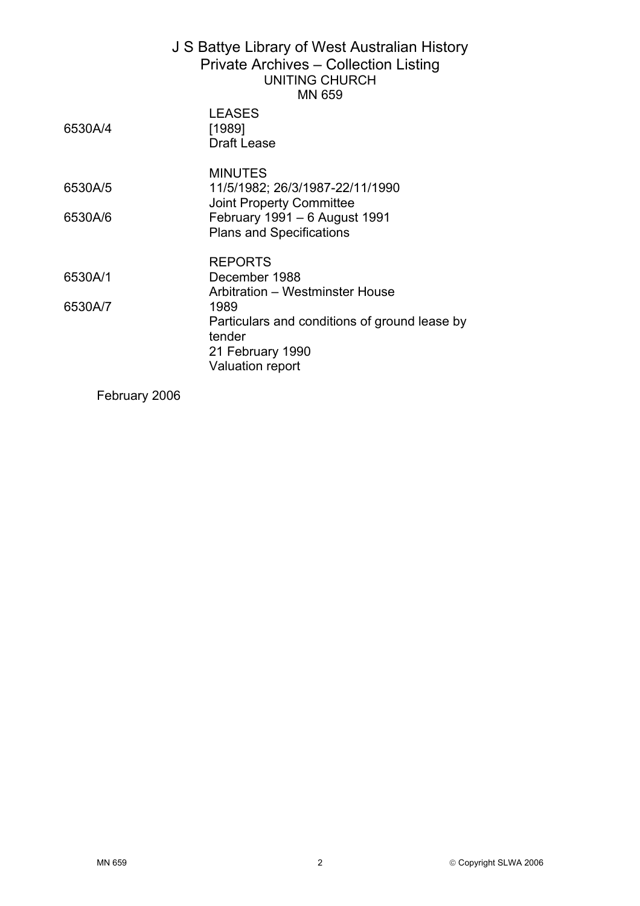# J S Battye Library of West Australian History
## Private Archives – Collection Listing
### UNITING CHURCH
### MN 659

| | |
|---|---|
| | LEASES |
| 6530A/4 | [1989]<br>Draft Lease |
| | MINUTES |
| 6530A/5 | 11/5/1982; 26/3/1987-22/11/1990<br>Joint Property Committee |
| 6530A/6 | February 1991 – 6 August 1991<br>Plans and Specifications |
| | REPORTS |
| 6530A/1 | December 1988<br>Arbitration – Westminster House |
| 6530A/7 | 1989<br>Particulars and conditions of ground lease by tender<br>21 February 1990<br>Valuation report |

February 2006